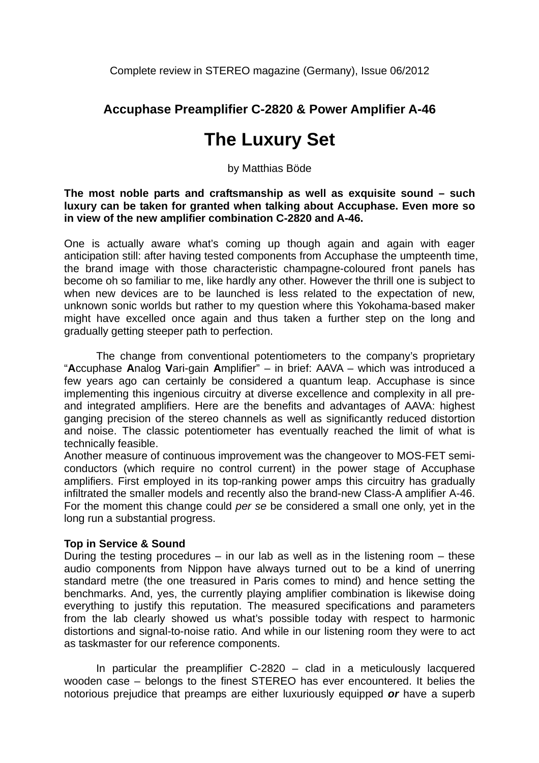Complete review in STEREO magazine (Germany), Issue 06/2012

## Accuphase Preamplifier C-2820 & Power Amplifier A-46

# The Luxury Set

by Matthias Böde

**The most noble parts and craftsmanship as well as exquisite sound – such luxury can be taken for granted when talking about Accuphase. Even more so in view of the new amplifier combination C-2820 and A-46.**

One is actually aware what's coming up though again and again with eager anticipation still: after having tested components from Accuphase the umpteenth time, the brand image with those characteristic champagne-coloured front panels has become oh so familiar to me, like hardly any other. However the thrill one is subject to when new devices are to be launched is less related to the expectation of new, unknown sonic worlds but rather to my question where this Yokohama-based maker might have excelled once again and thus taken a further step on the long and gradually getting steeper path to perfection.

The change from conventional potentiometers to the company's proprietary "**A**ccuphase **A**nalog **V**ari-gain **A**mplifier" – in brief: AAVA – which was introduced a few years ago can certainly be considered a quantum leap. Accuphase is since implementing this ingenious circuitry at diverse excellence and complexity in all pre- and integrated amplifiers. Here are the benefits and advantages of AAVA: highest ganging precision of the stereo channels as well as significantly reduced distortion and noise. The classic potentiometer has eventually reached the limit of what is technically feasible.
Another measure of continuous improvement was the changeover to MOS-FET semi-conductors (which require no control current) in the power stage of Accuphase amplifiers. First employed in its top-ranking power amps this circuitry has gradually infiltrated the smaller models and recently also the brand-new Class-A amplifier A-46. For the moment this change could *per se* be considered a small one only, yet in the long run a substantial progress.

**Top in Service & Sound**
During the testing procedures – in our lab as well as in the listening room – these audio components from Nippon have always turned out to be a kind of unerring standard metre (the one treasured in Paris comes to mind) and hence setting the benchmarks. And, yes, the currently playing amplifier combination is likewise doing everything to justify this reputation. The measured specifications and parameters from the lab clearly showed us what's possible today with respect to harmonic distortions and signal-to-noise ratio. And while in our listening room they were to act as taskmaster for our reference components.

In particular the preamplifier C-2820 – clad in a meticulously lacquered wooden case – belongs to the finest STEREO has ever encountered. It belies the notorious prejudice that preamps are either luxuriously equipped ***or*** have a superb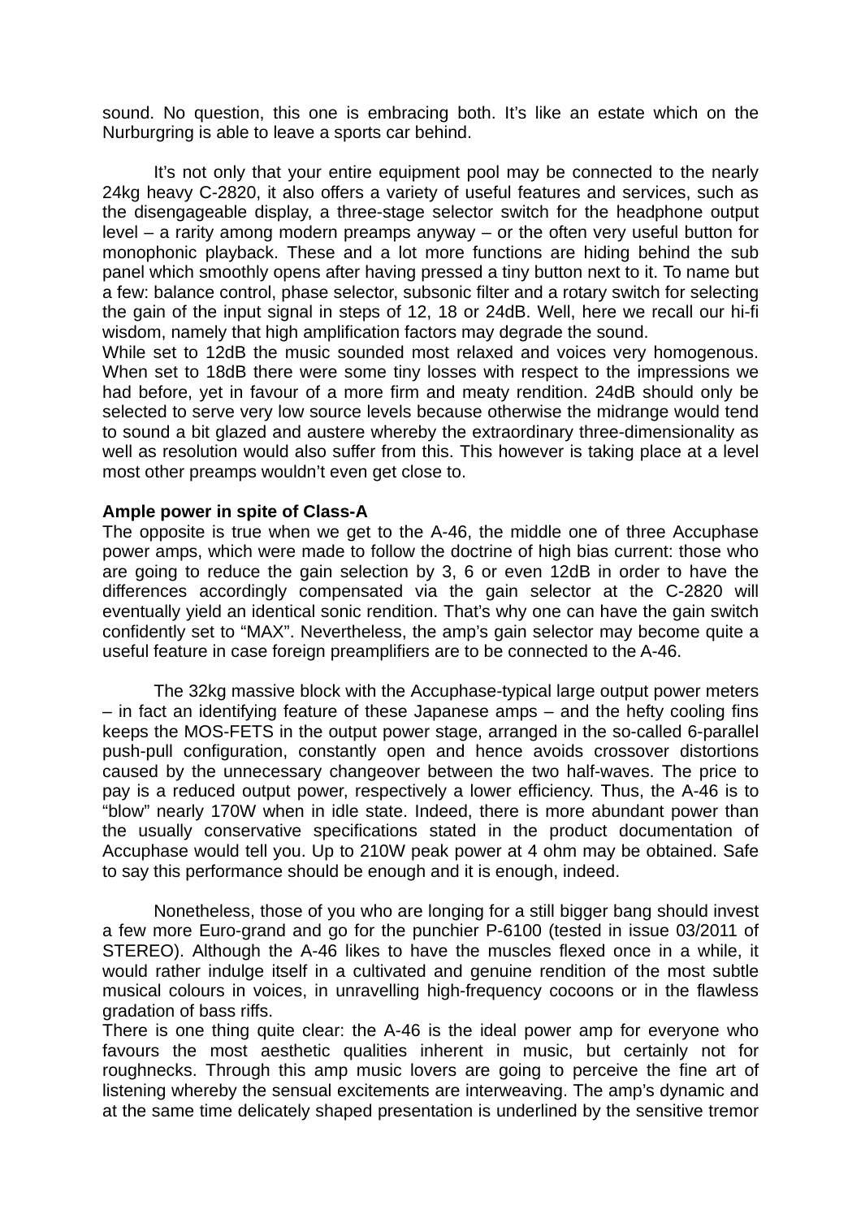sound. No question, this one is embracing both. It's like an estate which on the Nurburgring is able to leave a sports car behind.

It's not only that your entire equipment pool may be connected to the nearly 24kg heavy C-2820, it also offers a variety of useful features and services, such as the disengageable display, a three-stage selector switch for the headphone output level – a rarity among modern preamps anyway – or the often very useful button for monophonic playback. These and a lot more functions are hiding behind the sub panel which smoothly opens after having pressed a tiny button next to it. To name but a few: balance control, phase selector, subsonic filter and a rotary switch for selecting the gain of the input signal in steps of 12, 18 or 24dB. Well, here we recall our hi-fi wisdom, namely that high amplification factors may degrade the sound.

While set to 12dB the music sounded most relaxed and voices very homogenous. When set to 18dB there were some tiny losses with respect to the impressions we had before, yet in favour of a more firm and meaty rendition. 24dB should only be selected to serve very low source levels because otherwise the midrange would tend to sound a bit glazed and austere whereby the extraordinary three-dimensionality as well as resolution would also suffer from this. This however is taking place at a level most other preamps wouldn't even get close to.

**Ample power in spite of Class-A**

The opposite is true when we get to the A-46, the middle one of three Accuphase power amps, which were made to follow the doctrine of high bias current: those who are going to reduce the gain selection by 3, 6 or even 12dB in order to have the differences accordingly compensated via the gain selector at the C-2820 will eventually yield an identical sonic rendition. That's why one can have the gain switch confidently set to "MAX". Nevertheless, the amp's gain selector may become quite a useful feature in case foreign preamplifiers are to be connected to the A-46.

The 32kg massive block with the Accuphase-typical large output power meters – in fact an identifying feature of these Japanese amps – and the hefty cooling fins keeps the MOS-FETS in the output power stage, arranged in the so-called 6-parallel push-pull configuration, constantly open and hence avoids crossover distortions caused by the unnecessary changeover between the two half-waves. The price to pay is a reduced output power, respectively a lower efficiency. Thus, the A-46 is to "blow" nearly 170W when in idle state. Indeed, there is more abundant power than the usually conservative specifications stated in the product documentation of Accuphase would tell you. Up to 210W peak power at 4 ohm may be obtained. Safe to say this performance should be enough and it is enough, indeed.

Nonetheless, those of you who are longing for a still bigger bang should invest a few more Euro-grand and go for the punchier P-6100 (tested in issue 03/2011 of STEREO). Although the A-46 likes to have the muscles flexed once in a while, it would rather indulge itself in a cultivated and genuine rendition of the most subtle musical colours in voices, in unravelling high-frequency cocoons or in the flawless gradation of bass riffs.

There is one thing quite clear: the A-46 is the ideal power amp for everyone who favours the most aesthetic qualities inherent in music, but certainly not for roughnecks. Through this amp music lovers are going to perceive the fine art of listening whereby the sensual excitements are interweaving. The amp's dynamic and at the same time delicately shaped presentation is underlined by the sensitive tremor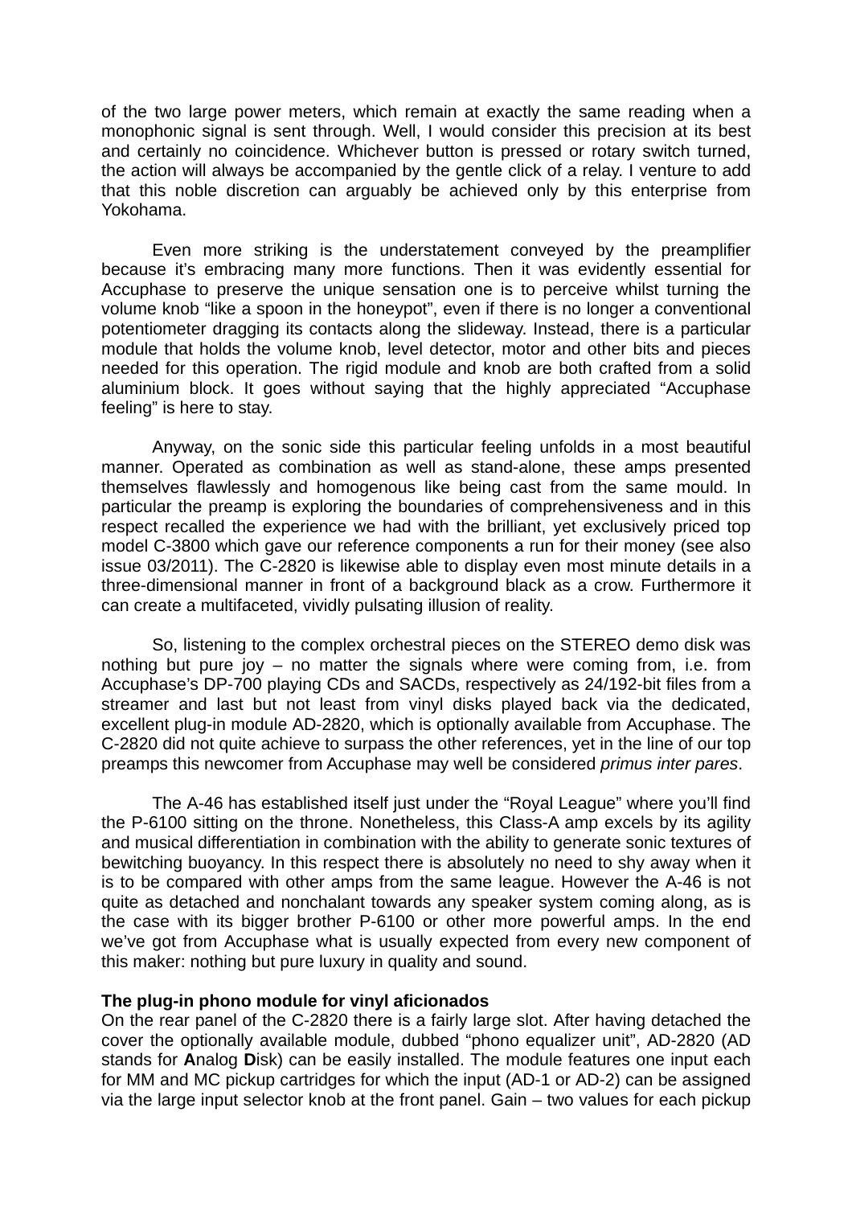of the two large power meters, which remain at exactly the same reading when a monophonic signal is sent through. Well, I would consider this precision at its best and certainly no coincidence. Whichever button is pressed or rotary switch turned, the action will always be accompanied by the gentle click of a relay. I venture to add that this noble discretion can arguably be achieved only by this enterprise from Yokohama.

Even more striking is the understatement conveyed by the preamplifier because it's embracing many more functions. Then it was evidently essential for Accuphase to preserve the unique sensation one is to perceive whilst turning the volume knob "like a spoon in the honeypot", even if there is no longer a conventional potentiometer dragging its contacts along the slideway. Instead, there is a particular module that holds the volume knob, level detector, motor and other bits and pieces needed for this operation. The rigid module and knob are both crafted from a solid aluminium block. It goes without saying that the highly appreciated "Accuphase feeling" is here to stay.

Anyway, on the sonic side this particular feeling unfolds in a most beautiful manner. Operated as combination as well as stand-alone, these amps presented themselves flawlessly and homogenous like being cast from the same mould. In particular the preamp is exploring the boundaries of comprehensiveness and in this respect recalled the experience we had with the brilliant, yet exclusively priced top model C-3800 which gave our reference components a run for their money (see also issue 03/2011). The C-2820 is likewise able to display even most minute details in a three-dimensional manner in front of a background black as a crow. Furthermore it can create a multifaceted, vividly pulsating illusion of reality.

So, listening to the complex orchestral pieces on the STEREO demo disk was nothing but pure joy – no matter the signals where were coming from, i.e. from Accuphase's DP-700 playing CDs and SACDs, respectively as 24/192-bit files from a streamer and last but not least from vinyl disks played back via the dedicated, excellent plug-in module AD-2820, which is optionally available from Accuphase. The C-2820 did not quite achieve to surpass the other references, yet in the line of our top preamps this newcomer from Accuphase may well be considered *primus inter pares*.

The A-46 has established itself just under the "Royal League" where you'll find the P-6100 sitting on the throne. Nonetheless, this Class-A amp excels by its agility and musical differentiation in combination with the ability to generate sonic textures of bewitching buoyancy. In this respect there is absolutely no need to shy away when it is to be compared with other amps from the same league. However the A-46 is not quite as detached and nonchalant towards any speaker system coming along, as is the case with its bigger brother P-6100 or other more powerful amps. In the end we've got from Accuphase what is usually expected from every new component of this maker: nothing but pure luxury in quality and sound.

**The plug-in phono module for vinyl aficionados**

On the rear panel of the C-2820 there is a fairly large slot. After having detached the cover the optionally available module, dubbed "phono equalizer unit", AD-2820 (AD stands for **A**nalog **D**isk) can be easily installed. The module features one input each for MM and MC pickup cartridges for which the input (AD-1 or AD-2) can be assigned via the large input selector knob at the front panel. Gain – two values for each pickup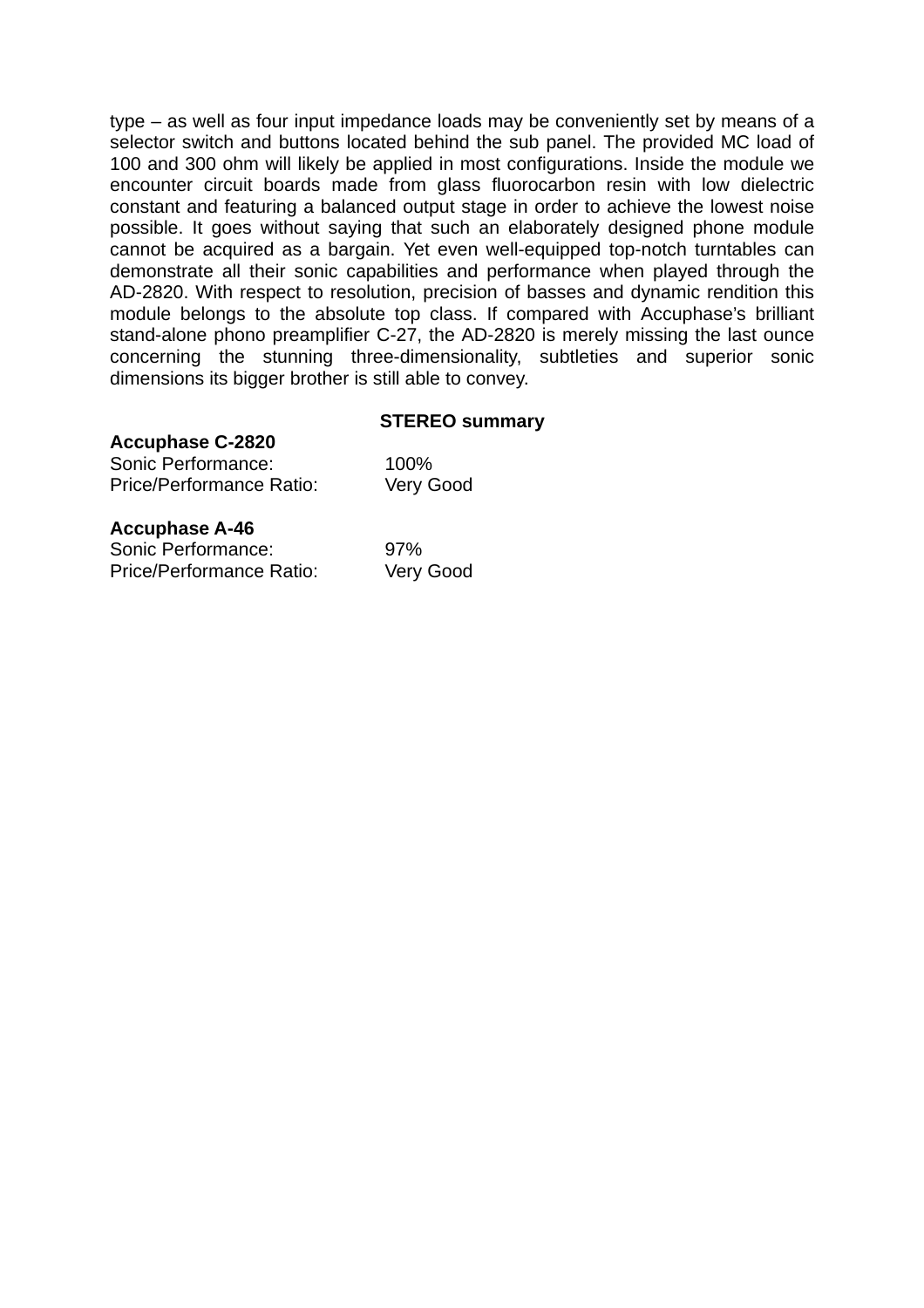type – as well as four input impedance loads may be conveniently set by means of a selector switch and buttons located behind the sub panel. The provided MC load of 100 and 300 ohm will likely be applied in most configurations. Inside the module we encounter circuit boards made from glass fluorocarbon resin with low dielectric constant and featuring a balanced output stage in order to achieve the lowest noise possible. It goes without saying that such an elaborately designed phone module cannot be acquired as a bargain. Yet even well-equipped top-notch turntables can demonstrate all their sonic capabilities and performance when played through the AD-2820. With respect to resolution, precision of basses and dynamic rendition this module belongs to the absolute top class. If compared with Accuphase's brilliant stand-alone phono preamplifier C-27, the AD-2820 is merely missing the last ounce concerning the stunning three-dimensionality, subtleties and superior sonic dimensions its bigger brother is still able to convey.

**STEREO summary**

**Accuphase C-2820**

| | |
|---|---|
| Sonic Performance: | 100% |
| Price/Performance Ratio: | Very Good |

**Accuphase A-46**

| | |
|---|---|
| Sonic Performance: | 97% |
| Price/Performance Ratio: | Very Good |